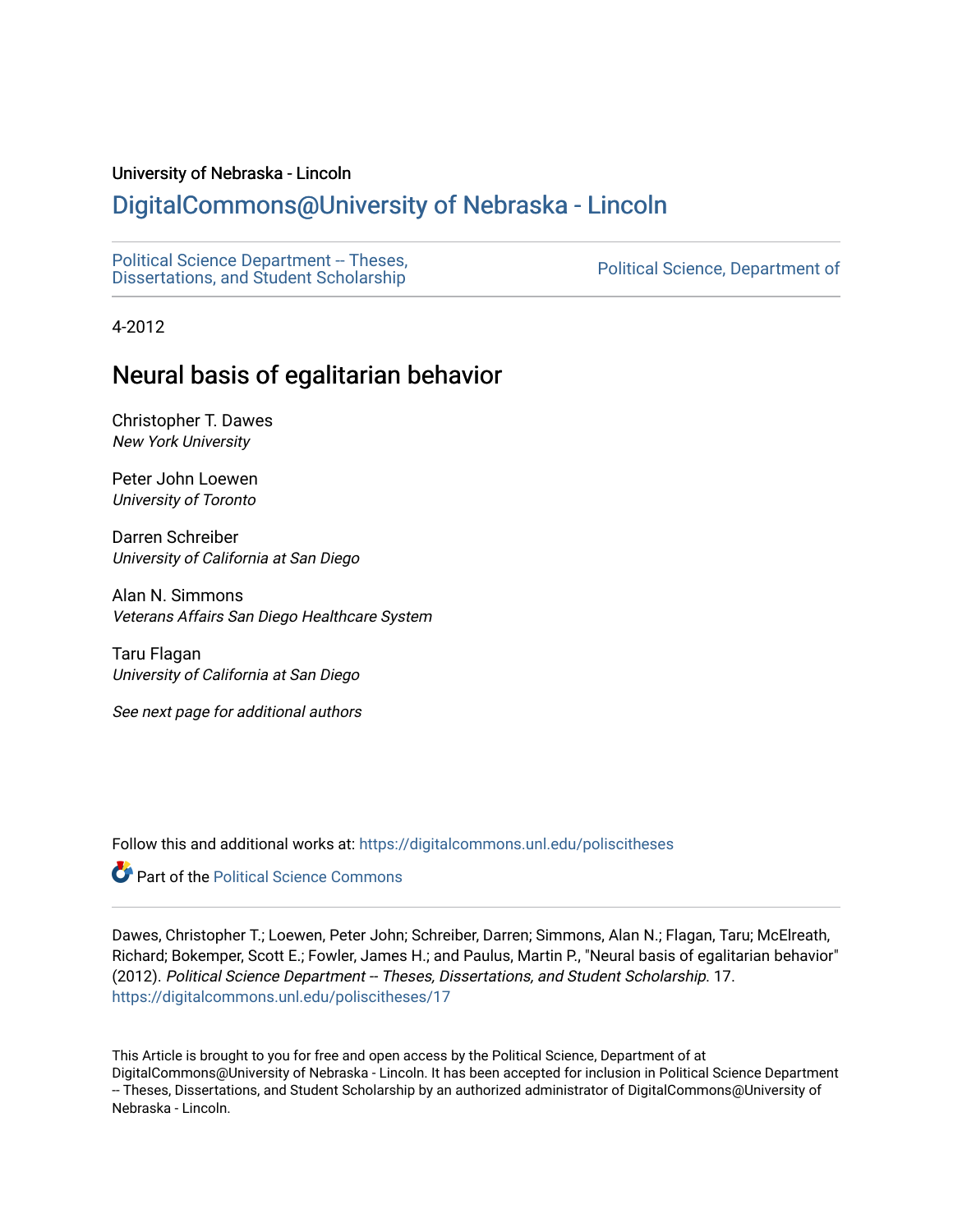University of Nebraska - Lincoln

# DigitalCommons@University of Nebraska - Lincoln

Political Science Department -- Theses, Dissertations, and Student Scholarship

Political Science, Department of

4-2012

## Neural basis of egalitarian behavior

Christopher T. Dawes
*New York University*

Peter John Loewen
*University of Toronto*

Darren Schreiber
*University of California at San Diego*

Alan N. Simmons
*Veterans Affairs San Diego Healthcare System*

Taru Flagan
*University of California at San Diego*

*See next page for additional authors*

Follow this and additional works at: https://digitalcommons.unl.edu/poliscitheses

Part of the Political Science Commons

Dawes, Christopher T.; Loewen, Peter John; Schreiber, Darren; Simmons, Alan N.; Flagan, Taru; McElreath, Richard; Bokemper, Scott E.; Fowler, James H.; and Paulus, Martin P., "Neural basis of egalitarian behavior" (2012). *Political Science Department -- Theses, Dissertations, and Student Scholarship*. 17.
https://digitalcommons.unl.edu/poliscitheses/17

This Article is brought to you for free and open access by the Political Science, Department of at DigitalCommons@University of Nebraska - Lincoln. It has been accepted for inclusion in Political Science Department -- Theses, Dissertations, and Student Scholarship by an authorized administrator of DigitalCommons@University of Nebraska - Lincoln.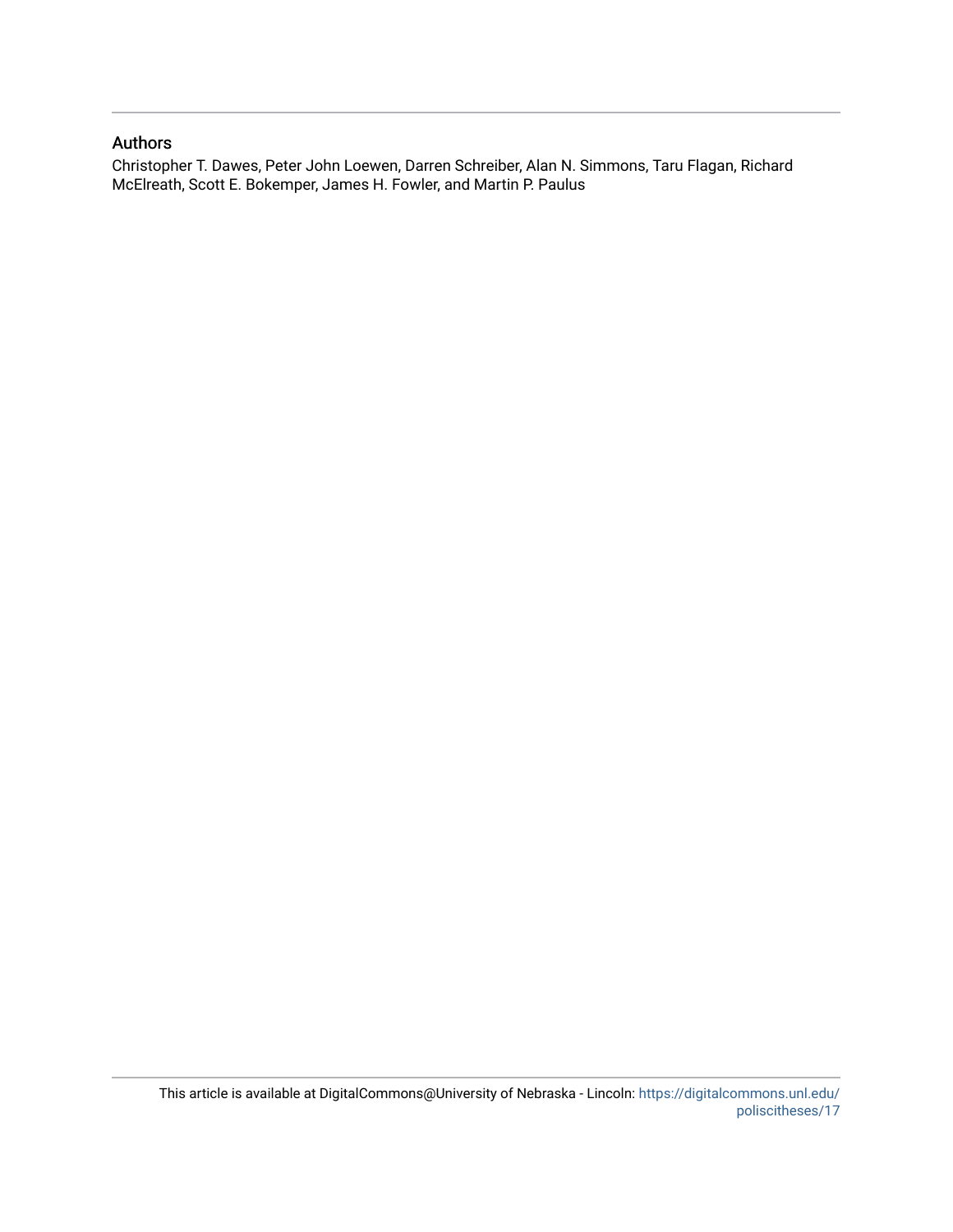## Authors

Christopher T. Dawes, Peter John Loewen, Darren Schreiber, Alan N. Simmons, Taru Flagan, Richard McElreath, Scott E. Bokemper, James H. Fowler, and Martin P. Paulus

This article is available at DigitalCommons@University of Nebraska - Lincoln: https://digitalcommons.unl.edu/poliscitheses/17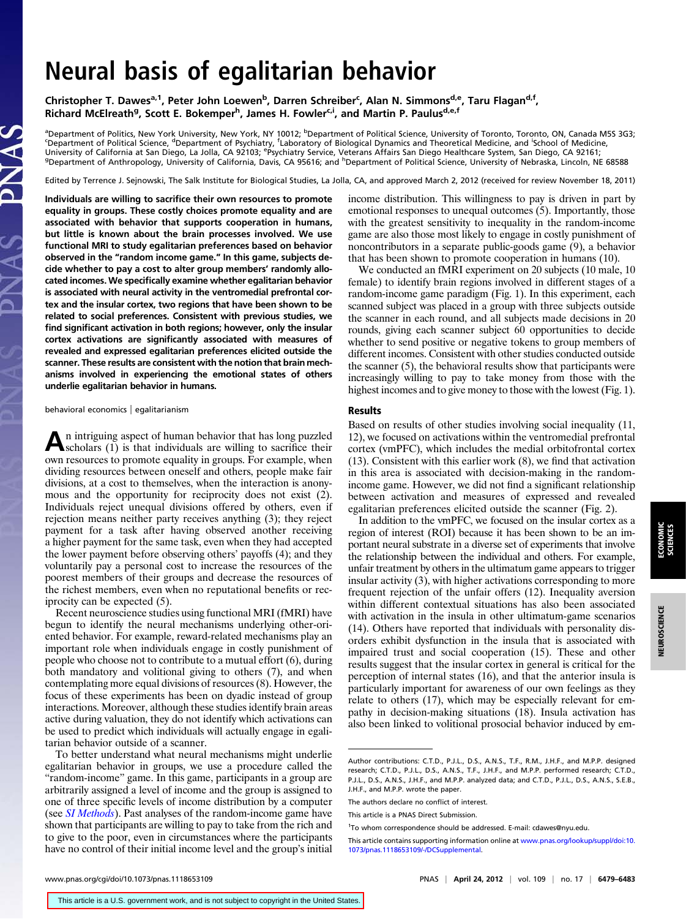# Neural basis of egalitarian behavior

Christopher T. Dawes[a,1], Peter John Loewen[b], Darren Schreiber[c], Alan N. Simmons[d,e], Taru Flagan[d,f], Richard McElreath[g], Scott E. Bokemper[h], James H. Fowler[c,i], and Martin P. Paulus[d,e,f]

[a]Department of Politics, New York University, New York, NY 10012; [b]Department of Political Science, University of Toronto, Toronto, ON, Canada M5S 3G3; [c]Department of Political Science, [d]Department of Psychiatry, [f]Laboratory of Biological Dynamics and Theoretical Medicine, and [i]School of Medicine, University of California at San Diego, La Jolla, CA 92103; [e]Psychiatry Service, Veterans Affairs San Diego Healthcare System, San Diego, CA 92161; [g]Department of Anthropology, University of California, Davis, CA 95616; and [h]Department of Political Science, University of Nebraska, Lincoln, NE 68588

Edited by Terrence J. Sejnowski, The Salk Institute for Biological Studies, La Jolla, CA, and approved March 2, 2012 (received for review November 18, 2011)

**Individuals are willing to sacrifice their own resources to promote equality in groups. These costly choices promote equality and are associated with behavior that supports cooperation in humans, but little is known about the brain processes involved. We use functional MRI to study egalitarian preferences based on behavior observed in the "random income game." In this game, subjects decide whether to pay a cost to alter group members' randomly allocated incomes. We specifically examine whether egalitarian behavior is associated with neural activity in the ventromedial prefrontal cortex and the insular cortex, two regions that have been shown to be related to social preferences. Consistent with previous studies, we find significant activation in both regions; however, only the insular cortex activations are significantly associated with measures of revealed and expressed egalitarian preferences elicited outside the scanner. These results are consistent with the notion that brain mechanisms involved in experiencing the emotional states of others underlie egalitarian behavior in humans.**

behavioral economics | egalitarianism

An intriguing aspect of human behavior that has long puzzled scholars (1) is that individuals are willing to sacrifice their own resources to promote equality in groups. For example, when dividing resources between oneself and others, people make fair divisions, at a cost to themselves, when the interaction is anonymous and the opportunity for reciprocity does not exist (2). Individuals reject unequal divisions offered by others, even if rejection means neither party receives anything (3); they reject payment for a task after having observed another receiving a higher payment for the same task, even when they had accepted the lower payment before observing others' payoffs (4); and they voluntarily pay a personal cost to increase the resources of the poorest members of their groups and decrease the resources of the richest members, even when no reputational benefits or reciprocity can be expected (5).

Recent neuroscience studies using functional MRI (fMRI) have begun to identify the neural mechanisms underlying other-oriented behavior. For example, reward-related mechanisms play an important role when individuals engage in costly punishment of people who choose not to contribute to a mutual effort (6), during both mandatory and volitional giving to others (7), and when contemplating more equal divisions of resources (8). However, the focus of these experiments has been on dyadic instead of group interactions. Moreover, although these studies identify brain areas active during valuation, they do not identify which activations can be used to predict which individuals will actually engage in egalitarian behavior outside of a scanner.

To better understand what neural mechanisms might underlie egalitarian behavior in groups, we use a procedure called the "random-income" game. In this game, participants in a group are arbitrarily assigned a level of income and the group is assigned to one of three specific levels of income distribution by a computer (see *SI Methods*). Past analyses of the random-income game have shown that participants are willing to pay to take from the rich and to give to the poor, even in circumstances where the participants have no control of their initial income level and the group's initial income distribution. This willingness to pay is driven in part by emotional responses to unequal outcomes (5). Importantly, those with the greatest sensitivity to inequality in the random-income game are also those most likely to engage in costly punishment of noncontributors in a separate public-goods game (9), a behavior that has been shown to promote cooperation in humans (10).

We conducted an fMRI experiment on 20 subjects (10 male, 10 female) to identify brain regions involved in different stages of a random-income game paradigm (Fig. 1). In this experiment, each scanned subject was placed in a group with three subjects outside the scanner in each round, and all subjects made decisions in 20 rounds, giving each scanner subject 60 opportunities to decide whether to send positive or negative tokens to group members of different incomes. Consistent with other studies conducted outside the scanner (5), the behavioral results show that participants were increasingly willing to pay to take money from those with the highest incomes and to give money to those with the lowest (Fig. 1).

## Results

Based on results of other studies involving social inequality (11, 12), we focused on activations within the ventromedial prefrontal cortex (vmPFC), which includes the medial orbitofrontal cortex (13). Consistent with this earlier work (8), we find that activation in this area is associated with decision-making in the random-income game. However, we did not find a significant relationship between activation and measures of expressed and revealed egalitarian preferences elicited outside the scanner (Fig. 2).

In addition to the vmPFC, we focused on the insular cortex as a region of interest (ROI) because it has been shown to be an important neural substrate in a diverse set of experiments that involve the relationship between the individual and others. For example, unfair treatment by others in the ultimatum game appears to trigger insular activity (3), with higher activations corresponding to more frequent rejection of the unfair offers (12). Inequality aversion within different contextual situations has also been associated with activation in the insula in other ultimatum-game scenarios (14). Others have reported that individuals with personality disorders exhibit dysfunction in the insula that is associated with impaired trust and social cooperation (15). These and other results suggest that the insular cortex in general is critical for the perception of internal states (16), and that the anterior insula is particularly important for awareness of our own feelings as they relate to others (17), which may be especially relevant for empathy in decision-making situations (18). Insula activation has also been linked to volitional prosocial behavior induced by em-

Author contributions: C.T.D., P.J.L., D.S., A.N.S., T.F., R.M., J.H.F., and M.P.P. designed research; C.T.D., P.J.L., D.S., A.N.S., T.F., J.H.F., and M.P.P. performed research; C.T.D., P.J.L., D.S., A.N.S., J.H.F., and M.P.P. analyzed data; and C.T.D., P.J.L., D.S., A.N.S., S.E.B., J.H.F., and M.P.P. wrote the paper.

The authors declare no conflict of interest.

This article is a PNAS Direct Submission.

[1]To whom correspondence should be addressed. E-mail: cdawes@nyu.edu.

This article contains supporting information online at www.pnas.org/lookup/suppl/doi:10.1073/pnas.1118653109/-/DCSupplemental.

This article is a U.S. government work, and is not subject to copyright in the United States.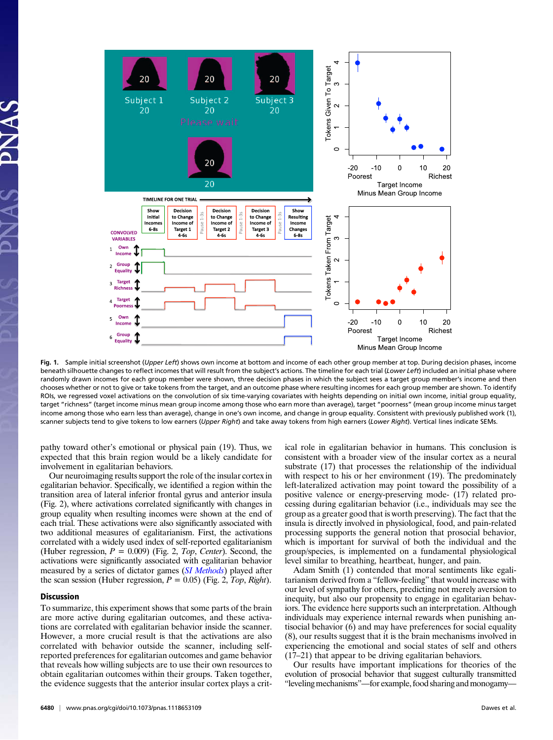20

Subject 1

20

20

Subject 2

20

Please wait

20

Subject 3

20

20

20

TIMELINE FOR ONE TRIAL

Show Initial Incomes 6-8s

Decision to Change Income of Target 1 4-6s

Pause 1-3s

Decision to Change Income of Target 2 4-6s

Pause 1-3s

Decision to Change Income of Target 3 4-6s

Pause 1-3s

Show Resulting Income Changes 6-8s

CONVOLVED VARIABLES

1 Own Income

2 Group Equality

3 Target Richness

4 Target Poorness

5 Own Income

6 Group Equality

Tokens Given To Target

0 1 2 3 4

-20 Poorest -10 0 10 20 Richest

Target Income Minus Mean Group Income

Tokens Taken From Target

0 1 2 3 4

-20 Poorest -10 0 10 20 Richest

Target Income Minus Mean Group Income

**Fig. 1.** Sample initial screenshot (*Upper Left*) shows own income at bottom and income of each other group member at top. During decision phases, income beneath silhouette changes to reflect incomes that will result from the subject's actions. The timeline for each trial (*Lower Left*) included an initial phase where randomly drawn incomes for each group member were shown, three decision phases in which the subject sees a target group member's income and then chooses whether or not to give or take tokens from the target, and an outcome phase where resulting incomes for each group member are shown. To identify ROIs, we regressed voxel activations on the convolution of six time-varying covariates with heights depending on initial own income, initial group equality, target "richness" (target income minus mean group income among those who earn more than average), target "poorness" (mean group income minus target income among those who earn less than average), change in one's own income, and change in group equality. Consistent with previously published work (1), scanner subjects tend to give tokens to low earners (*Upper Right*) and take away tokens from high earners (*Lower Right*). Vertical lines indicate SEMs.

pathy toward other's emotional or physical pain (19). Thus, we expected that this brain region would be a likely candidate for involvement in egalitarian behaviors.

Our neuroimaging results support the role of the insular cortex in egalitarian behavior. Specifically, we identified a region within the transition area of lateral inferior frontal gyrus and anterior insula (Fig. 2), where activations correlated significantly with changes in group equality when resulting incomes were shown at the end of each trial. These activations were also significantly associated with two additional measures of egalitarianism. First, the activations correlated with a widely used index of self-reported egalitarianism (Huber regression, $P = 0.009$) (Fig. 2, *Top*, *Center*). Second, the activations were significantly associated with egalitarian behavior measured by a series of dictator games (*SI Methods*) played after the scan session (Huber regression, $P = 0.05$) (Fig. 2, *Top*, *Right*).

## Discussion

To summarize, this experiment shows that some parts of the brain are more active during egalitarian outcomes, and these activations are correlated with egalitarian behavior inside the scanner. However, a more crucial result is that the activations are also correlated with behavior outside the scanner, including self-reported preferences for egalitarian outcomes and game behavior that reveals how willing subjects are to use their own resources to obtain egalitarian outcomes within their groups. Taken together, the evidence suggests that the anterior insular cortex plays a critical role in egalitarian behavior in humans. This conclusion is consistent with a broader view of the insular cortex as a neural substrate (17) that processes the relationship of the individual with respect to his or her environment (19). The predominately left-lateralized activation may point toward the possibility of a positive valence or energy-preserving mode- (17) related processing during egalitarian behavior (i.e., individuals may see the group as a greater good that is worth preserving). The fact that the insula is directly involved in physiological, food, and pain-related processing supports the general notion that prosocial behavior, which is important for survival of both the individual and the group/species, is implemented on a fundamental physiological level similar to breathing, heartbeat, hunger, and pain.

Adam Smith (1) contended that moral sentiments like egalitarianism derived from a "fellow-feeling" that would increase with our level of sympathy for others, predicting not merely aversion to inequity, but also our propensity to engage in egalitarian behaviors. The evidence here supports such an interpretation. Although individuals may experience internal rewards when punishing antisocial behavior (6) and may have preferences for social equality (8), our results suggest that it is the brain mechanisms involved in experiencing the emotional and social states of self and others (17–21) that appear to be driving egalitarian behaviors.

Our results have important implications for theories of the evolution of prosocial behavior that suggest culturally transmitted "leveling mechanisms"—for example, food sharing and monogamy—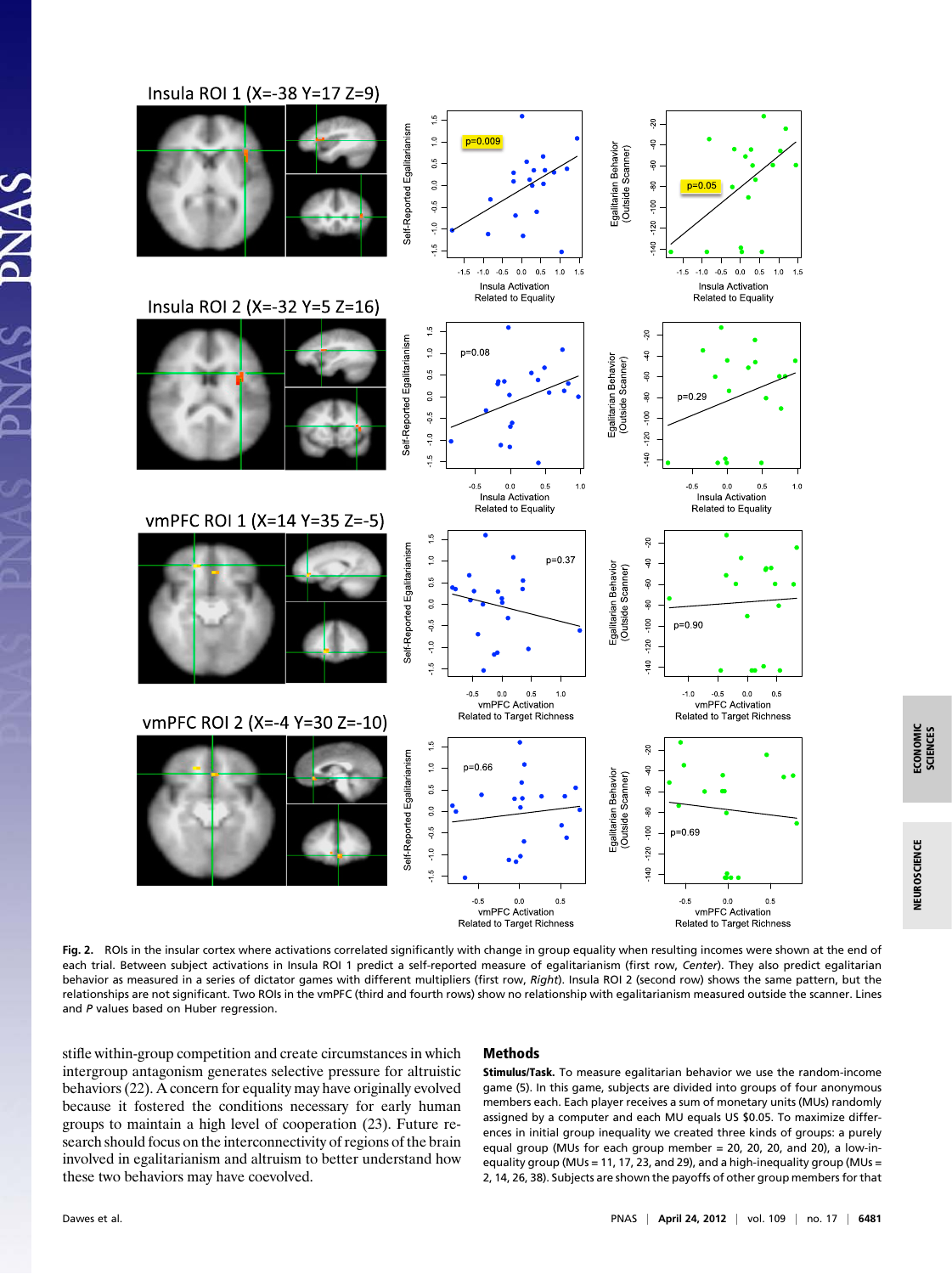**Fig. 2.** ROIs in the insular cortex where activations correlated significantly with change in group equality when resulting incomes were shown at the end of each trial. Between subject activations in Insula ROI 1 predict a self-reported measure of egalitarianism (first row, *Center*). They also predict egalitarian behavior as measured in a series of dictator games with different multipliers (first row, *Right*). Insula ROI 2 (second row) shows the same pattern, but the relationships are not significant. Two ROIs in the vmPFC (third and fourth rows) show no relationship with egalitarianism measured outside the scanner. Lines and *P* values based on Huber regression.

stifle within-group competition and create circumstances in which intergroup antagonism generates selective pressure for altruistic behaviors (22). A concern for equality may have originally evolved because it fostered the conditions necessary for early human groups to maintain a high level of cooperation (23). Future research should focus on the interconnectivity of regions of the brain involved in egalitarianism and altruism to better understand how these two behaviors may have coevolved.

## Methods

**Stimulus/Task.** To measure egalitarian behavior we use the random-income game (5). In this game, subjects are divided into groups of four anonymous members each. Each player receives a sum of monetary units (MUs) randomly assigned by a computer and each MU equals US $0.05. To maximize differences in initial group inequality we created three kinds of groups: a purely equal group (MUs for each group member = 20, 20, 20, and 20), a low-inequality group (MUs = 11, 17, 23, and 29), and a high-inequality group (MUs = 2, 14, 26, 38). Subjects are shown the payoffs of other group members for that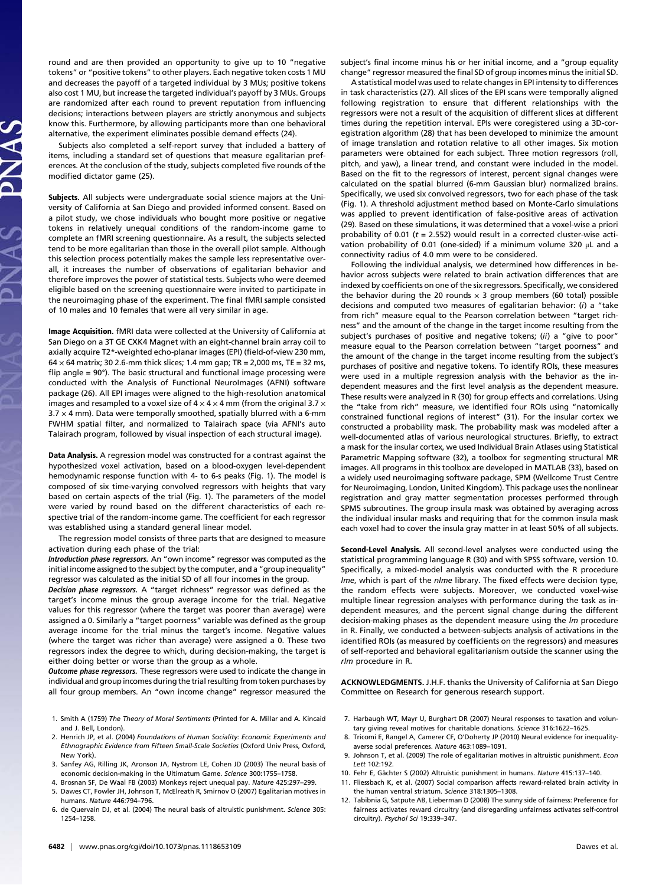round and are then provided an opportunity to give up to 10 "negative tokens" or "positive tokens" to other players. Each negative token costs 1 MU and decreases the payoff of a targeted individual by 3 MUs; positive tokens also cost 1 MU, but increase the targeted individual's payoff by 3 MUs. Groups are randomized after each round to prevent reputation from influencing decisions; interactions between players are strictly anonymous and subjects know this. Furthermore, by allowing participants more than one behavioral alternative, the experiment eliminates possible demand effects (24).

Subjects also completed a self-report survey that included a battery of items, including a standard set of questions that measure egalitarian preferences. At the conclusion of the study, subjects completed five rounds of the modified dictator game (25).

**Subjects.** All subjects were undergraduate social science majors at the University of California at San Diego and provided informed consent. Based on a pilot study, we chose individuals who bought more positive or negative tokens in relatively unequal conditions of the random-income game to complete an fMRI screening questionnaire. As a result, the subjects selected tend to be more egalitarian than those in the overall pilot sample. Although this selection process potentially makes the sample less representative overall, it increases the number of observations of egalitarian behavior and therefore improves the power of statistical tests. Subjects who were deemed eligible based on the screening questionnaire were invited to participate in the neuroimaging phase of the experiment. The final fMRI sample consisted of 10 males and 10 females that were all very similar in age.

**Image Acquisition.** fMRI data were collected at the University of California at San Diego on a 3T GE CXK4 Magnet with an eight-channel brain array coil to axially acquire T2*-weighted echo-planar images (EPI) (field-of-view 230 mm, $64 \times 64$ matrix; 30 2.6-mm thick slices; 1.4 mm gap; TR = 2,000 ms, TE = 32 ms, flip angle = 90°). The basic structural and functional image processing were conducted with the Analysis of Functional NeuroImages (AFNI) software package (26). All EPI images were aligned to the high-resolution anatomical images and resampled to a voxel size of $4 \times 4 \times 4$ mm (from the original $3.7 \times 3.7 \times 4$ mm). Data were temporally smoothed, spatially blurred with a 6-mm FWHM spatial filter, and normalized to Talairach space (via AFNI's auto Talairach program, followed by visual inspection of each structural image).

**Data Analysis.** A regression model was constructed for a contrast against the hypothesized voxel activation, based on a blood-oxygen level-dependent hemodynamic response function with 4- to 6-s peaks (Fig. 1). The model is composed of six time-varying convolved regressors with heights that vary based on certain aspects of the trial (Fig. 1). The parameters of the model were varied by round based on the different characteristics of each respective trial of the random-income game. The coefficient for each regressor was established using a standard general linear model.

The regression model consists of three parts that are designed to measure activation during each phase of the trial:

***Introduction phase regressors.*** An "own income" regressor was computed as the initial income assigned to the subject by the computer, and a "group inequality" regressor was calculated as the initial SD of all four incomes in the group.

***Decision phase regressors.*** A "target richness" regressor was defined as the target's income minus the group average income for the trial. Negative values for this regressor (where the target was poorer than average) were assigned a 0. Similarly a "target poorness" variable was defined as the group average income for the trial minus the target's income. Negative values (where the target was richer than average) were assigned a 0. These two regressors index the degree to which, during decision-making, the target is either doing better or worse than the group as a whole.

***Outcome phase regressors.*** These regressors were used to indicate the change in individual and group incomes during the trial resulting from token purchases by all four group members. An "own income change" regressor measured the subject's final income minus his or her initial income, and a "group equality change" regressor measured the final SD of group incomes minus the initial SD.

A statistical model was used to relate changes in EPI intensity to differences in task characteristics (27). All slices of the EPI scans were temporally aligned following registration to ensure that different relationships with the regressors were not a result of the acquisition of different slices at different times during the repetition interval. EPIs were coregistered using a 3D-coregistration algorithm (28) that has been developed to minimize the amount of image translation and rotation relative to all other images. Six motion parameters were obtained for each subject. Three motion regressors (roll, pitch, and yaw), a linear trend, and constant were included in the model. Based on the fit to the regressors of interest, percent signal changes were calculated on the spatial blurred (6-mm Gaussian blur) normalized brains. Specifically, we used six convolved regressors, two for each phase of the task (Fig. 1). A threshold adjustment method based on Monte-Carlo simulations was applied to prevent identification of false-positive areas of activation (29). Based on these simulations, it was determined that a voxel-wise a priori probability of 0.01 ($t = 2.552$) would result in a corrected cluster-wise activation probability of 0.01 (one-sided) if a minimum volume 320 μL and a connectivity radius of 4.0 mm were to be considered.

Following the individual analysis, we determined how differences in behavior across subjects were related to brain activation differences that are indexed by coefficients on one of the six regressors. Specifically, we considered the behavior during the 20 rounds $\times$ 3 group members (60 total) possible decisions and computed two measures of egalitarian behavior: (*i*) a "take from rich" measure equal to the Pearson correlation between "target richness" and the amount of the change in the target income resulting from the subject's purchases of positive and negative tokens; (*ii*) a "give to poor" measure equal to the Pearson correlation between "target poorness" and the amount of the change in the target income resulting from the subject's purchases of positive and negative tokens. To identify ROIs, these measures were used in a multiple regression analysis with the behavior as the independent measures and the first level analysis as the dependent measure. These results were analyzed in R (30) for group effects and correlations. Using the "take from rich" measure, we identified four ROIs using "natomically constrained functional regions of interest" (31). For the insular cortex we constructed a probability mask. The probability mask was modeled after a well-documented atlas of various neurological structures. Briefly, to extract a mask for the insular cortex, we used Individual Brain Atlases using Statistical Parametric Mapping software (32), a toolbox for segmenting structural MR images. All programs in this toolbox are developed in MATLAB (33), based on a widely used neuroimaging software package, SPM (Wellcome Trust Centre for Neuroimaging, London, United Kingdom). This package uses the nonlinear registration and gray matter segmentation processes performed through SPM5 subroutines. The group insula mask was obtained by averaging across the individual insular masks and requiring that for the common insula mask each voxel had to cover the insula gray matter in at least 50% of all subjects.

**Second-Level Analysis.** All second-level analyses were conducted using the statistical programming language R (30) and with SPSS software, version 10. Specifically, a mixed-model analysis was conducted with the R procedure *lme*, which is part of the *nlme* library. The fixed effects were decision type, the random effects were subjects. Moreover, we conducted voxel-wise multiple linear regression analyses with performance during the task as independent measures, and the percent signal change during the different decision-making phases as the dependent measure using the *lm* procedure in R. Finally, we conducted a between-subjects analysis of activations in the identified ROIs (as measured by coefficients on the regressors) and measures of self-reported and behavioral egalitarianism outside the scanner using the *rlm* procedure in R.

**ACKNOWLEDGMENTS.** J.H.F. thanks the University of California at San Diego Committee on Research for generous research support.

1. Smith A (1759) *The Theory of Moral Sentiments* (Printed for A. Millar and A. Kincaid and J. Bell, London).
2. Henrich JP, et al. (2004) *Foundations of Human Sociality: Economic Experiments and Ethnographic Evidence from Fifteen Small-Scale Societies* (Oxford Univ Press, Oxford, New York).
3. Sanfey AG, Rilling JK, Aronson JA, Nystrom LE, Cohen JD (2003) The neural basis of economic decision-making in the Ultimatum Game. *Science* 300:1755–1758.
4. Brosnan SF, De Waal FB (2003) Monkeys reject unequal pay. *Nature* 425:297–299.
5. Dawes CT, Fowler JH, Johnson T, McElreath R, Smirnov O (2007) Egalitarian motives in humans. *Nature* 446:794–796.
6. de Quervain DJ, et al. (2004) The neural basis of altruistic punishment. *Science* 305: 1254–1258.
7. Harbaugh WT, Mayr U, Burghart DR (2007) Neural responses to taxation and voluntary giving reveal motives for charitable donations. *Science* 316:1622–1625.
8. Tricomi E, Rangel A, Camerer CF, O'Doherty JP (2010) Neural evidence for inequality-averse social preferences. *Nature* 463:1089–1091.
9. Johnson T, et al. (2009) The role of egalitarian motives in altruistic punishment. *Econ Lett* 102:192.
10. Fehr E, Gächter S (2002) Altruistic punishment in humans. *Nature* 415:137–140.
11. Fliessbach K, et al. (2007) Social comparison affects reward-related brain activity in the human ventral striatum. *Science* 318:1305–1308.
12. Tabibnia G, Satpute AB, Lieberman D (2008) The sunny side of fairness: Preference for fairness activates reward circuitry (and disregarding unfairness activates self-control circuitry). *Psychol Sci* 19:339–347.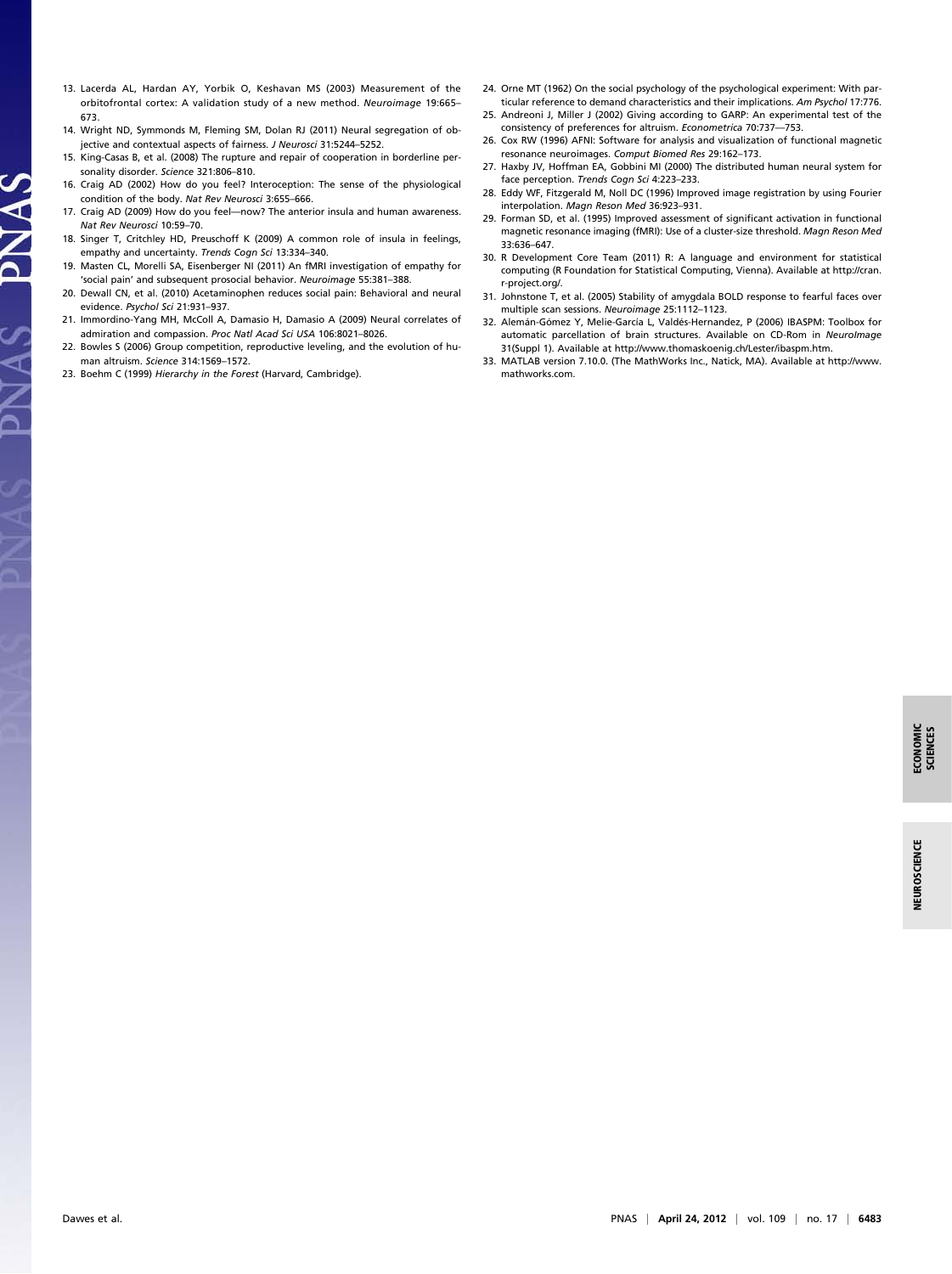13. Lacerda AL, Hardan AY, Yorbik O, Keshavan MS (2003) Measurement of the orbitofrontal cortex: A validation study of a new method. *Neuroimage* 19:665–673.
14. Wright ND, Symmonds M, Fleming SM, Dolan RJ (2011) Neural segregation of objective and contextual aspects of fairness. *J Neurosci* 31:5244–5252.
15. King-Casas B, et al. (2008) The rupture and repair of cooperation in borderline personality disorder. *Science* 321:806–810.
16. Craig AD (2002) How do you feel? Interoception: The sense of the physiological condition of the body. *Nat Rev Neurosci* 3:655–666.
17. Craig AD (2009) How do you feel—now? The anterior insula and human awareness. *Nat Rev Neurosci* 10:59–70.
18. Singer T, Critchley HD, Preuschoff K (2009) A common role of insula in feelings, empathy and uncertainty. *Trends Cogn Sci* 13:334–340.
19. Masten CL, Morelli SA, Eisenberger NI (2011) An fMRI investigation of empathy for 'social pain' and subsequent prosocial behavior. *Neuroimage* 55:381–388.
20. Dewall CN, et al. (2010) Acetaminophen reduces social pain: Behavioral and neural evidence. *Psychol Sci* 21:931–937.
21. Immordino-Yang MH, McColl A, Damasio H, Damasio A (2009) Neural correlates of admiration and compassion. *Proc Natl Acad Sci USA* 106:8021–8026.
22. Bowles S (2006) Group competition, reproductive leveling, and the evolution of human altruism. *Science* 314:1569–1572.
23. Boehm C (1999) *Hierarchy in the Forest* (Harvard, Cambridge).
24. Orne MT (1962) On the social psychology of the psychological experiment: With particular reference to demand characteristics and their implications. *Am Psychol* 17:776.
25. Andreoni J, Miller J (2002) Giving according to GARP: An experimental test of the consistency of preferences for altruism. *Econometrica* 70:737—753.
26. Cox RW (1996) AFNI: Software for analysis and visualization of functional magnetic resonance neuroimages. *Comput Biomed Res* 29:162–173.
27. Haxby JV, Hoffman EA, Gobbini MI (2000) The distributed human neural system for face perception. *Trends Cogn Sci* 4:223–233.
28. Eddy WF, Fitzgerald M, Noll DC (1996) Improved image registration by using Fourier interpolation. *Magn Reson Med* 36:923–931.
29. Forman SD, et al. (1995) Improved assessment of significant activation in functional magnetic resonance imaging (fMRI): Use of a cluster-size threshold. *Magn Reson Med* 33:636–647.
30. R Development Core Team (2011) R: A language and environment for statistical computing (R Foundation for Statistical Computing, Vienna). Available at http://cran.r-project.org/.
31. Johnstone T, et al. (2005) Stability of amygdala BOLD response to fearful faces over multiple scan sessions. *Neuroimage* 25:1112–1123.
32. Alemán-Gómez Y, Melie-García L, Valdés-Hernandez, P (2006) IBASPM: Toolbox for automatic parcellation of brain structures. Available on CD-Rom in *NeuroImage* 31(Suppl 1). Available at http://www.thomaskoenig.ch/Lester/ibaspm.htm.
33. MATLAB version 7.10.0. (The MathWorks Inc., Natick, MA). Available at http://www.mathworks.com.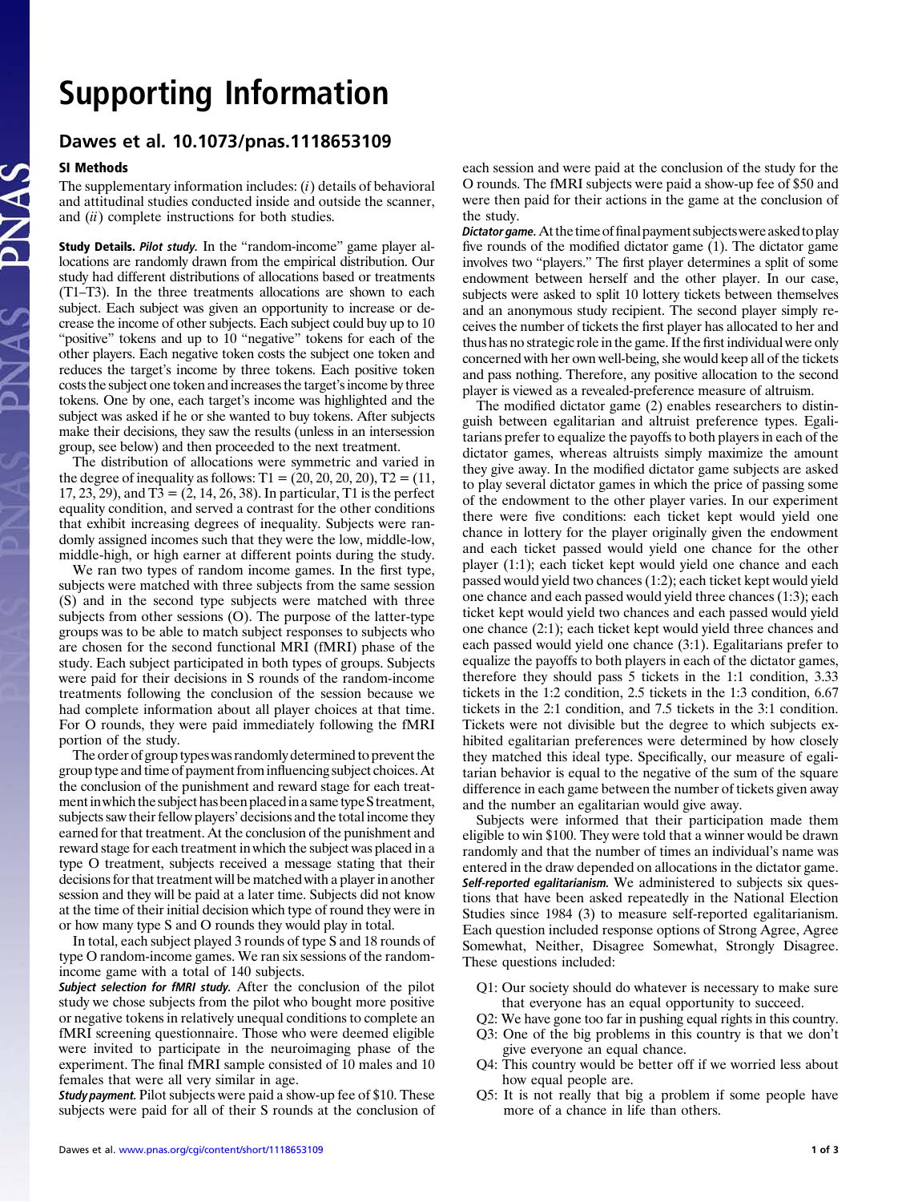# Supporting Information

## Dawes et al. 10.1073/pnas.1118653109

### SI Methods

The supplementary information includes: (*i*) details of behavioral and attitudinal studies conducted inside and outside the scanner, and (*ii*) complete instructions for both studies.

**Study Details.** ***Pilot study.*** In the "random-income" game player allocations are randomly drawn from the empirical distribution. Our study had different distributions of allocations based or treatments (T1–T3). In the three treatments allocations are shown to each subject. Each subject was given an opportunity to increase or decrease the income of other subjects. Each subject could buy up to 10 "positive" tokens and up to 10 "negative" tokens for each of the other players. Each negative token costs the subject one token and reduces the target's income by three tokens. Each positive token costs the subject one token and increases the target's income by three tokens. One by one, each target's income was highlighted and the subject was asked if he or she wanted to buy tokens. After subjects make their decisions, they saw the results (unless in an intersession group, see below) and then proceeded to the next treatment.

The distribution of allocations were symmetric and varied in the degree of inequality as follows: T1 = (20, 20, 20, 20), T2 = (11, 17, 23, 29), and T3 = (2, 14, 26, 38). In particular, T1 is the perfect equality condition, and served a contrast for the other conditions that exhibit increasing degrees of inequality. Subjects were randomly assigned incomes such that they were the low, middle-low, middle-high, or high earner at different points during the study.

We ran two types of random income games. In the first type, subjects were matched with three subjects from the same session (S) and in the second type subjects were matched with three subjects from other sessions (O). The purpose of the latter-type groups was to be able to match subject responses to subjects who are chosen for the second functional MRI (fMRI) phase of the study. Each subject participated in both types of groups. Subjects were paid for their decisions in S rounds of the random-income treatments following the conclusion of the session because we had complete information about all player choices at that time. For O rounds, they were paid immediately following the fMRI portion of the study.

The order of group types was randomly determined to prevent the group type and time of payment from influencing subject choices. At the conclusion of the punishment and reward stage for each treatment in which the subject has been placed in a same type S treatment, subjects saw their fellow players' decisions and the total income they earned for that treatment. At the conclusion of the punishment and reward stage for each treatment in which the subject was placed in a type O treatment, subjects received a message stating that their decisions for that treatment will be matched with a player in another session and they will be paid at a later time. Subjects did not know at the time of their initial decision which type of round they were in or how many type S and O rounds they would play in total.

In total, each subject played 3 rounds of type S and 18 rounds of type O random-income games. We ran six sessions of the random-income game with a total of 140 subjects.

***Subject selection for fMRI study.*** After the conclusion of the pilot study we chose subjects from the pilot who bought more positive or negative tokens in relatively unequal conditions to complete an fMRI screening questionnaire. Those who were deemed eligible were invited to participate in the neuroimaging phase of the experiment. The final fMRI sample consisted of 10 males and 10 females that were all very similar in age.

***Study payment.*** Pilot subjects were paid a show-up fee of $10. These subjects were paid for all of their S rounds at the conclusion of each session and were paid at the conclusion of the study for the O rounds. The fMRI subjects were paid a show-up fee of $50 and were then paid for their actions in the game at the conclusion of the study.

***Dictator game.*** At the time of final payment subjects were asked to play five rounds of the modified dictator game (1). The dictator game involves two "players." The first player determines a split of some endowment between herself and the other player. In our case, subjects were asked to split 10 lottery tickets between themselves and an anonymous study recipient. The second player simply receives the number of tickets the first player has allocated to her and thus has no strategic role in the game. If the first individual were only concerned with her own well-being, she would keep all of the tickets and pass nothing. Therefore, any positive allocation to the second player is viewed as a revealed-preference measure of altruism.

The modified dictator game (2) enables researchers to distinguish between egalitarian and altruist preference types. Egalitarians prefer to equalize the payoffs to both players in each of the dictator games, whereas altruists simply maximize the amount they give away. In the modified dictator game subjects are asked to play several dictator games in which the price of passing some of the endowment to the other player varies. In our experiment there were five conditions: each ticket kept would yield one chance in lottery for the player originally given the endowment and each ticket passed would yield one chance for the other player (1:1); each ticket kept would yield one chance and each passed would yield two chances (1:2); each ticket kept would yield one chance and each passed would yield three chances (1:3); each ticket kept would yield two chances and each passed would yield one chance (2:1); each ticket kept would yield three chances and each passed would yield one chance (3:1). Egalitarians prefer to equalize the payoffs to both players in each of the dictator games, therefore they should pass 5 tickets in the 1:1 condition, 3.33 tickets in the 1:2 condition, 2.5 tickets in the 1:3 condition, 6.67 tickets in the 2:1 condition, and 7.5 tickets in the 3:1 condition. Tickets were not divisible but the degree to which subjects exhibited egalitarian preferences were determined by how closely they matched this ideal type. Specifically, our measure of egalitarian behavior is equal to the negative of the sum of the square difference in each game between the number of tickets given away and the number an egalitarian would give away.

Subjects were informed that their participation made them eligible to win $100. They were told that a winner would be drawn randomly and that the number of times an individual's name was entered in the draw depended on allocations in the dictator game.

***Self-reported egalitarianism.*** We administered to subjects six questions that have been asked repeatedly in the National Election Studies since 1984 (3) to measure self-reported egalitarianism. Each question included response options of Strong Agree, Agree Somewhat, Neither, Disagree Somewhat, Strongly Disagree. These questions included:

- Q1: Our society should do whatever is necessary to make sure that everyone has an equal opportunity to succeed.
- Q2: We have gone too far in pushing equal rights in this country.
- Q3: One of the big problems in this country is that we don't give everyone an equal chance.
- Q4: This country would be better off if we worried less about how equal people are.
- Q5: It is not really that big a problem if some people have more of a chance in life than others.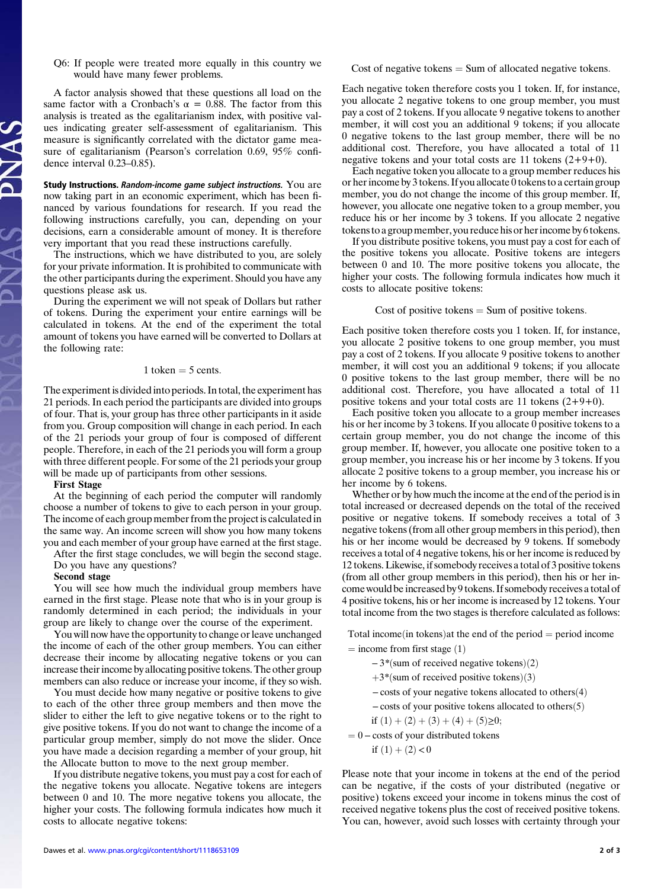Q6: If people were treated more equally in this country we would have many fewer problems.

A factor analysis showed that these questions all load on the same factor with a Cronbach's $\alpha = 0.88$. The factor from this analysis is treated as the egalitarianism index, with positive values indicating greater self-assessment of egalitarianism. This measure is significantly correlated with the dictator game measure of egalitarianism (Pearson's correlation 0.69, 95% confidence interval 0.23–0.85).

**Study Instructions.** ***Random-income game subject instructions.*** You are now taking part in an economic experiment, which has been financed by various foundations for research. If you read the following instructions carefully, you can, depending on your decisions, earn a considerable amount of money. It is therefore very important that you read these instructions carefully.

The instructions, which we have distributed to you, are solely for your private information. It is prohibited to communicate with the other participants during the experiment. Should you have any questions please ask us.

During the experiment we will not speak of Dollars but rather of tokens. During the experiment your entire earnings will be calculated in tokens. At the end of the experiment the total amount of tokens you have earned will be converted to Dollars at the following rate:

$$1 \text{ token} = 5 \text{ cents}.$$

The experiment is divided into periods. In total, the experiment has 21 periods. In each period the participants are divided into groups of four. That is, your group has three other participants in it aside from you. Group composition will change in each period. In each of the 21 periods your group of four is composed of different people. Therefore, in each of the 21 periods you will form a group with three different people. For some of the 21 periods your group will be made up of participants from other sessions.

**First Stage**

At the beginning of each period the computer will randomly choose a number of tokens to give to each person in your group. The income of each group member from the project is calculated in the same way. An income screen will show you how many tokens you and each member of your group have earned at the first stage.

After the first stage concludes, we will begin the second stage.

Do you have any questions?

**Second stage**

You will see how much the individual group members have earned in the first stage. Please note that who is in your group is randomly determined in each period; the individuals in your group are likely to change over the course of the experiment.

You will now have the opportunity to change or leave unchanged the income of each of the other group members. You can either decrease their income by allocating negative tokens or you can increase their income by allocating positive tokens. The other group members can also reduce or increase your income, if they so wish.

You must decide how many negative or positive tokens to give to each of the other three group members and then move the slider to either the left to give negative tokens or to the right to give positive tokens. If you do not want to change the income of a particular group member, simply do not move the slider. Once you have made a decision regarding a member of your group, hit the Allocate button to move to the next group member.

If you distribute negative tokens, you must pay a cost for each of the negative tokens you allocate. Negative tokens are integers between 0 and 10. The more negative tokens you allocate, the higher your costs. The following formula indicates how much it costs to allocate negative tokens:

$$\text{Cost of negative tokens} = \text{Sum of allocated negative tokens}.$$

Each negative token therefore costs you 1 token. If, for instance, you allocate 2 negative tokens to one group member, you must pay a cost of 2 tokens. If you allocate 9 negative tokens to another member, it will cost you an additional 9 tokens; if you allocate 0 negative tokens to the last group member, there will be no additional cost. Therefore, you have allocated a total of 11 negative tokens and your total costs are 11 tokens (2+9+0).

Each negative token you allocate to a group member reduces his or her income by 3 tokens. If you allocate 0 tokens to a certain group member, you do not change the income of this group member. If, however, you allocate one negative token to a group member, you reduce his or her income by 3 tokens. If you allocate 2 negative tokens to a group member, you reduce his or her income by 6 tokens.

If you distribute positive tokens, you must pay a cost for each of the positive tokens you allocate. Positive tokens are integers between 0 and 10. The more positive tokens you allocate, the higher your costs. The following formula indicates how much it costs to allocate positive tokens:

$$\text{Cost of positive tokens} = \text{Sum of positive tokens}.$$

Each positive token therefore costs you 1 token. If, for instance, you allocate 2 positive tokens to one group member, you must pay a cost of 2 tokens. If you allocate 9 positive tokens to another member, it will cost you an additional 9 tokens; if you allocate 0 positive tokens to the last group member, there will be no additional cost. Therefore, you have allocated a total of 11 positive tokens and your total costs are 11 tokens (2+9+0).

Each positive token you allocate to a group member increases his or her income by 3 tokens. If you allocate 0 positive tokens to a certain group member, you do not change the income of this group member. If, however, you allocate one positive token to a group member, you increase his or her income by 3 tokens. If you allocate 2 positive tokens to a group member, you increase his or her income by 6 tokens.

Whether or by how much the income at the end of the period is in total increased or decreased depends on the total of the received positive or negative tokens. If somebody receives a total of 3 negative tokens (from all other group members in this period), then his or her income would be decreased by 9 tokens. If somebody receives a total of 4 negative tokens, his or her income is reduced by 12 tokens. Likewise, if somebody receives a total of 3 positive tokens (from all other group members in this period), then his or her income would be increased by 9 tokens. If somebody receives a total of 4 positive tokens, his or her income is increased by 12 tokens. Your total income from the two stages is therefore calculated as follows:

$$
\begin{aligned}
&\text{Total income (in tokens) at the end of the period} = \text{period income} \\
&= \text{income from first stage (1)} \\
&\quad - 3^*(\text{sum of received negative tokens})(2) \\
&\quad + 3^*(\text{sum of received positive tokens})(3) \\
&\quad - \text{costs of your negative tokens allocated to others}(4) \\
&\quad - \text{costs of your positive tokens allocated to others}(5) \\
&\quad \text{if } (1) + (2) + (3) + (4) + (5) \geq 0; \\
&= 0 - \text{costs of your distributed tokens} \\
&\quad \text{if } (1) + (2) < 0
\end{aligned}
$$

Please note that your income in tokens at the end of the period can be negative, if the costs of your distributed (negative or positive) tokens exceed your income in tokens minus the cost of received negative tokens plus the cost of received positive tokens. You can, however, avoid such losses with certainty through your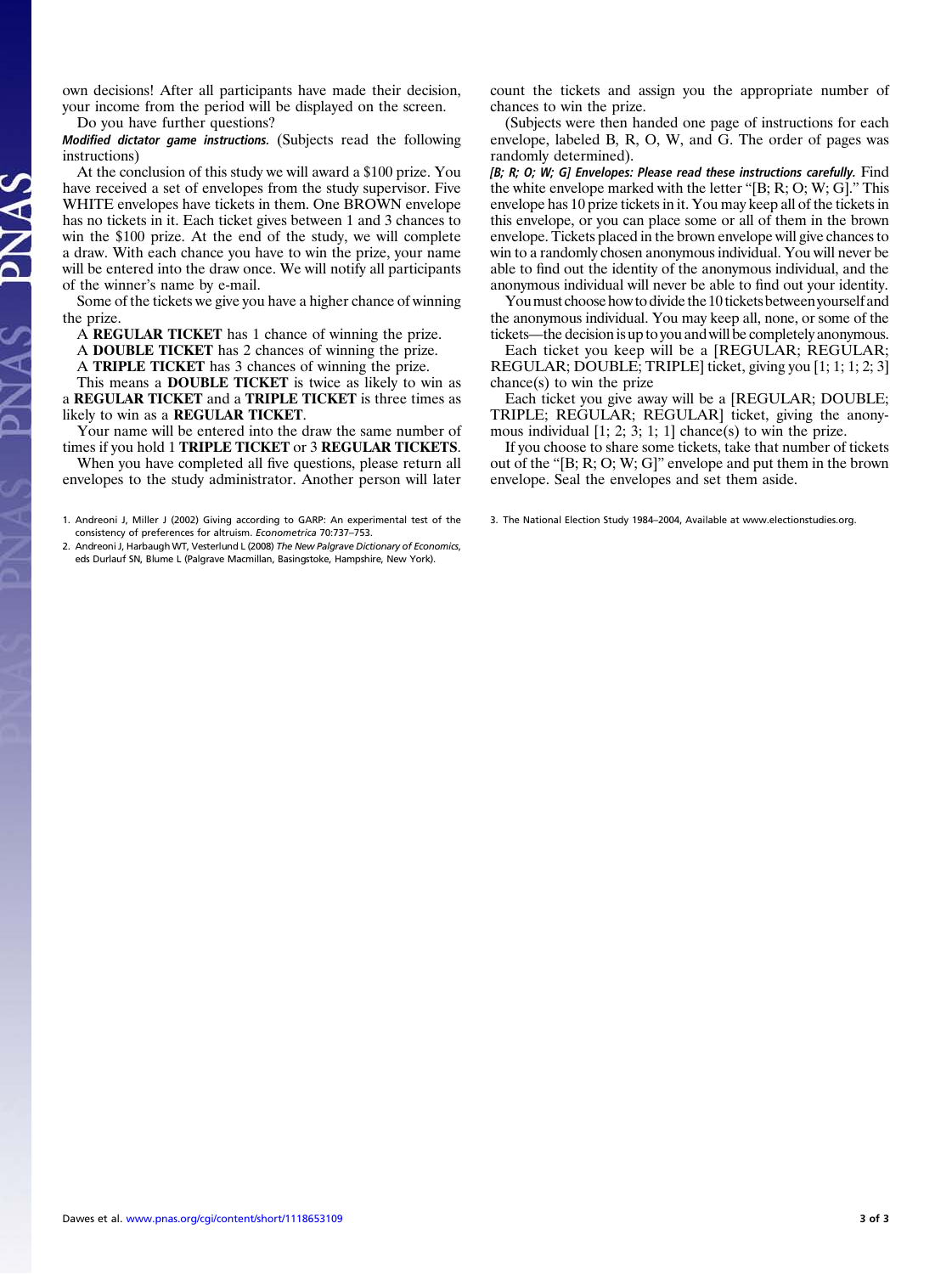own decisions! After all participants have made their decision, your income from the period will be displayed on the screen.

Do you have further questions?

***Modified dictator game instructions.*** (Subjects read the following instructions)

At the conclusion of this study we will award a $100 prize. You have received a set of envelopes from the study supervisor. Five WHITE envelopes have tickets in them. One BROWN envelope has no tickets in it. Each ticket gives between 1 and 3 chances to win the $100 prize. At the end of the study, we will complete a draw. With each chance you have to win the prize, your name will be entered into the draw once. We will notify all participants of the winner's name by e-mail.

Some of the tickets we give you have a higher chance of winning the prize.

A **REGULAR TICKET** has 1 chance of winning the prize.

A **DOUBLE TICKET** has 2 chances of winning the prize.

A **TRIPLE TICKET** has 3 chances of winning the prize.

This means a **DOUBLE TICKET** is twice as likely to win as a **REGULAR TICKET** and a **TRIPLE TICKET** is three times as likely to win as a **REGULAR TICKET**.

Your name will be entered into the draw the same number of times if you hold 1 **TRIPLE TICKET** or 3 **REGULAR TICKETS**.

When you have completed all five questions, please return all envelopes to the study administrator. Another person will later count the tickets and assign you the appropriate number of chances to win the prize.

(Subjects were then handed one page of instructions for each envelope, labeled B, R, O, W, and G. The order of pages was randomly determined).

***[B; R; O; W; G] Envelopes: Please read these instructions carefully.*** Find the white envelope marked with the letter "[B; R; O; W; G]." This envelope has 10 prize tickets in it. You may keep all of the tickets in this envelope, or you can place some or all of them in the brown envelope. Tickets placed in the brown envelope will give chances to win to a randomly chosen anonymous individual. You will never be able to find out the identity of the anonymous individual, and the anonymous individual will never be able to find out your identity.

You must choose how to divide the 10 tickets between yourself and the anonymous individual. You may keep all, none, or some of the tickets—the decision is up to you and will be completely anonymous.

Each ticket you keep will be a [REGULAR; REGULAR; REGULAR; DOUBLE; TRIPLE] ticket, giving you [1; 1; 1; 2; 3] chance(s) to win the prize

Each ticket you give away will be a [REGULAR; DOUBLE; TRIPLE; REGULAR; REGULAR] ticket, giving the anonymous individual [1; 2; 3; 1; 1] chance(s) to win the prize.

If you choose to share some tickets, take that number of tickets out of the "[B; R; O; W; G]" envelope and put them in the brown envelope. Seal the envelopes and set them aside.

1. Andreoni J, Miller J (2002) Giving according to GARP: An experimental test of the consistency of preferences for altruism. *Econometrica* 70:737–753.
2. Andreoni J, Harbaugh WT, Vesterlund L (2008) *The New Palgrave Dictionary of Economics*, eds Durlauf SN, Blume L (Palgrave Macmillan, Basingstoke, Hampshire, New York).
3. The National Election Study 1984–2004, Available at www.electionstudies.org.